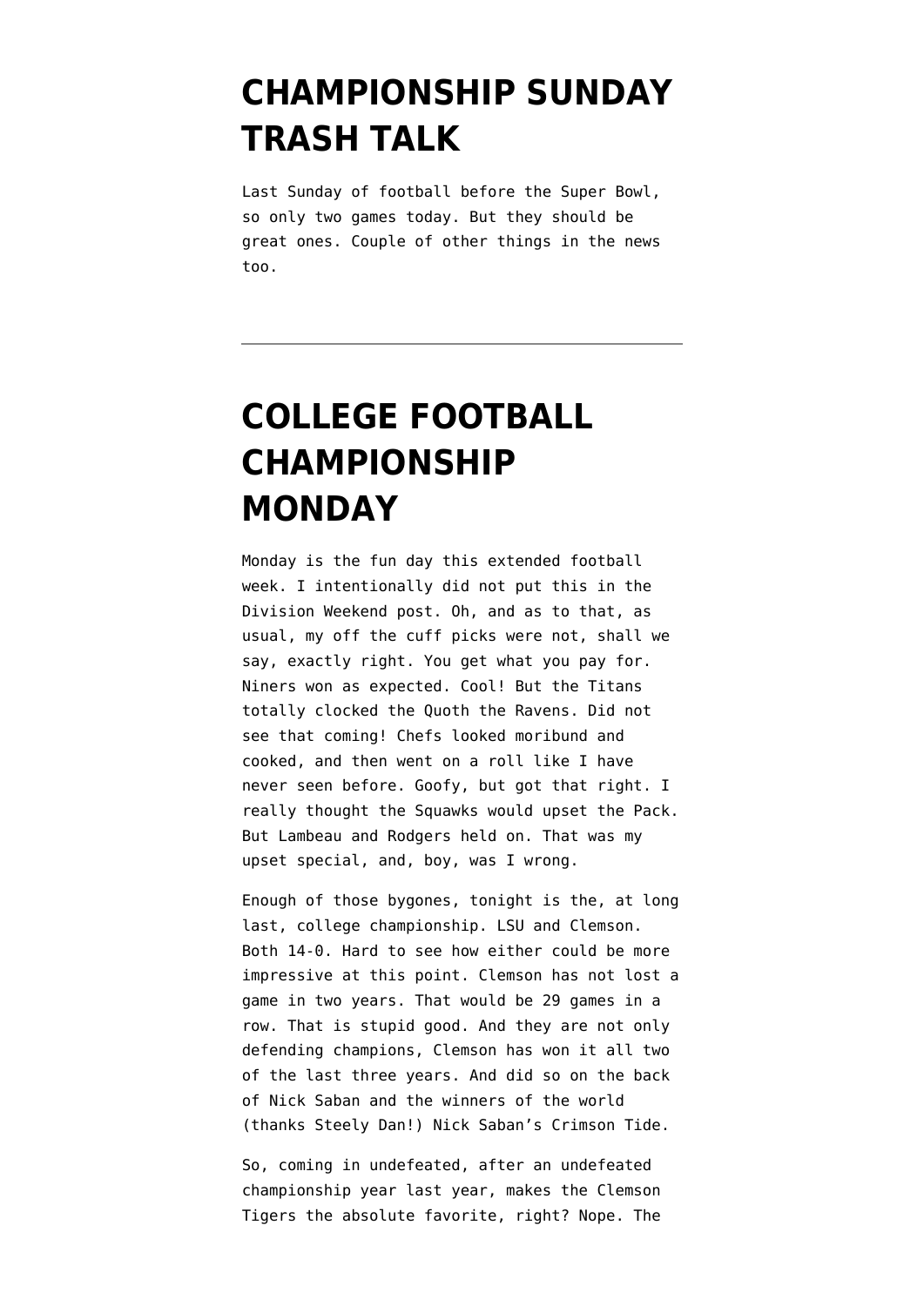# CHAMPIONSHIP SUNDAY TRASH TALK

Last Sunday of football before the Super Bowl, so only two games today. But they should be great ones. Couple of other things in the news too.

---

# COLLEGE FOOTBALL CHAMPIONSHIP MONDAY

Monday is the fun day this extended football week. I intentionally did not put this in the Division Weekend post. Oh, and as to that, as usual, my off the cuff picks were not, shall we say, exactly right. You get what you pay for. Niners won as expected. Cool! But the Titans totally clocked the Quoth the Ravens. Did not see that coming! Chefs looked moribund and cooked, and then went on a roll like I have never seen before. Goofy, but got that right. I really thought the Squawks would upset the Pack. But Lambeau and Rodgers held on. That was my upset special, and, boy, was I wrong.

Enough of those bygones, tonight is the, at long last, college championship. LSU and Clemson. Both 14-0. Hard to see how either could be more impressive at this point. Clemson has not lost a game in two years. That would be 29 games in a row. That is stupid good. And they are not only defending champions, Clemson has won it all two of the last three years. And did so on the back of Nick Saban and the winners of the world (thanks Steely Dan!) Nick Saban's Crimson Tide.

So, coming in undefeated, after an undefeated championship year last year, makes the Clemson Tigers the absolute favorite, right? Nope. The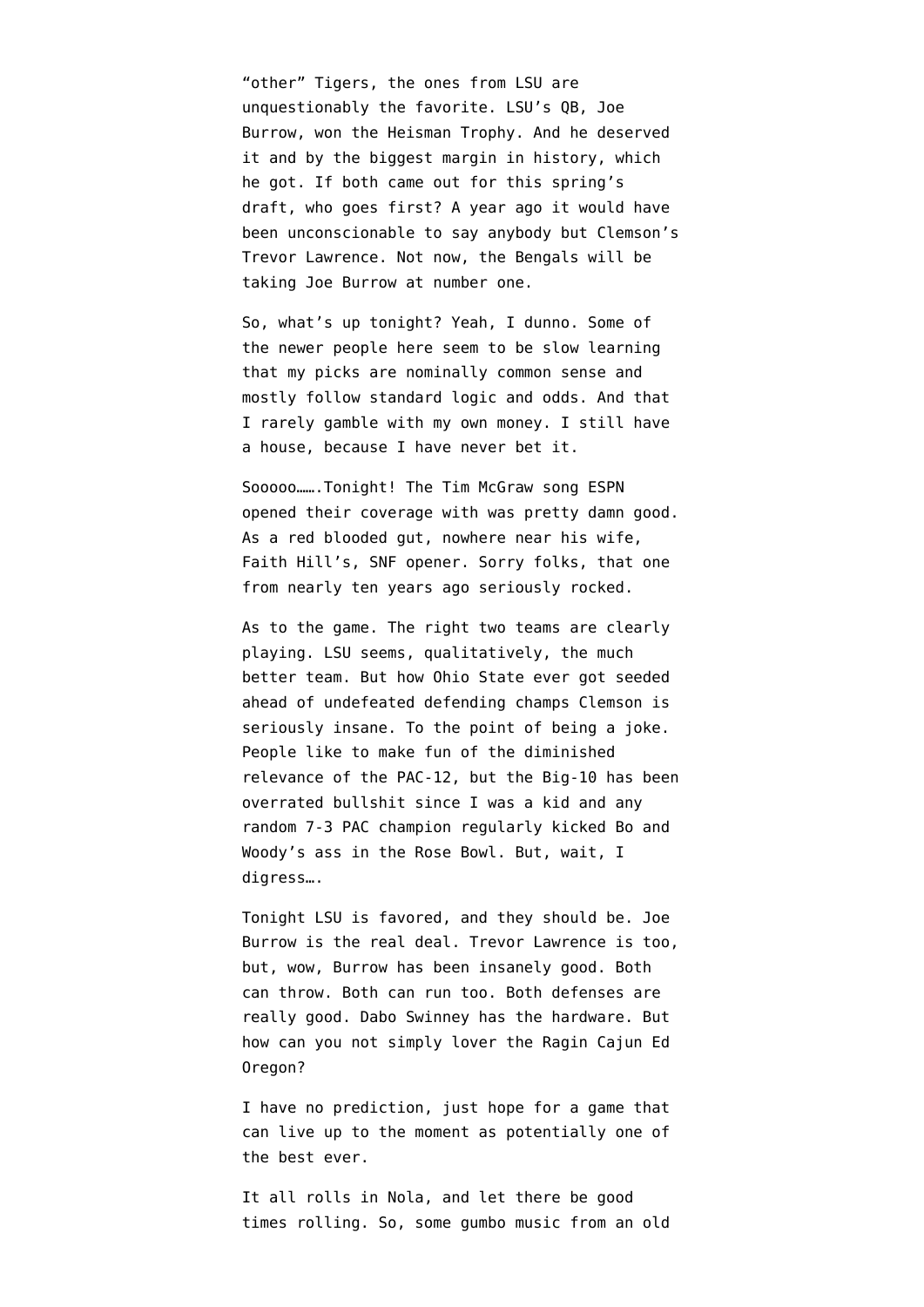“other” Tigers, the ones from LSU are unquestionably the favorite. LSU’s QB, Joe Burrow, won the Heisman Trophy. And he deserved it and by the biggest margin in history, which he got. If both came out for this spring’s draft, who goes first? A year ago it would have been unconscionable to say anybody but Clemson’s Trevor Lawrence. Not now, the Bengals will be taking Joe Burrow at number one.

So, what’s up tonight? Yeah, I dunno. Some of the newer people here seem to be slow learning that my picks are nominally common sense and mostly follow standard logic and odds. And that I rarely gamble with my own money. I still have a house, because I have never bet it.

Sooooo…….Tonight! The Tim McGraw song ESPN opened their coverage with was pretty damn good. As a red blooded gut, nowhere near his wife, Faith Hill’s, SNF opener. Sorry folks, that one from nearly ten years ago seriously rocked.

As to the game. The right two teams are clearly playing. LSU seems, qualitatively, the much better team. But how Ohio State ever got seeded ahead of undefeated defending champs Clemson is seriously insane. To the point of being a joke. People like to make fun of the diminished relevance of the PAC-12, but the Big-10 has been overrated bullshit since I was a kid and any random 7-3 PAC champion regularly kicked Bo and Woody’s ass in the Rose Bowl. But, wait, I digress….

Tonight LSU is favored, and they should be. Joe Burrow is the real deal. Trevor Lawrence is too, but, wow, Burrow has been insanely good. Both can throw. Both can run too. Both defenses are really good. Dabo Swinney has the hardware. But how can you not simply lover the Ragin Cajun Ed Oregon?

I have no prediction, just hope for a game that can live up to the moment as potentially one of the best ever.

It all rolls in Nola, and let there be good times rolling. So, some gumbo music from an old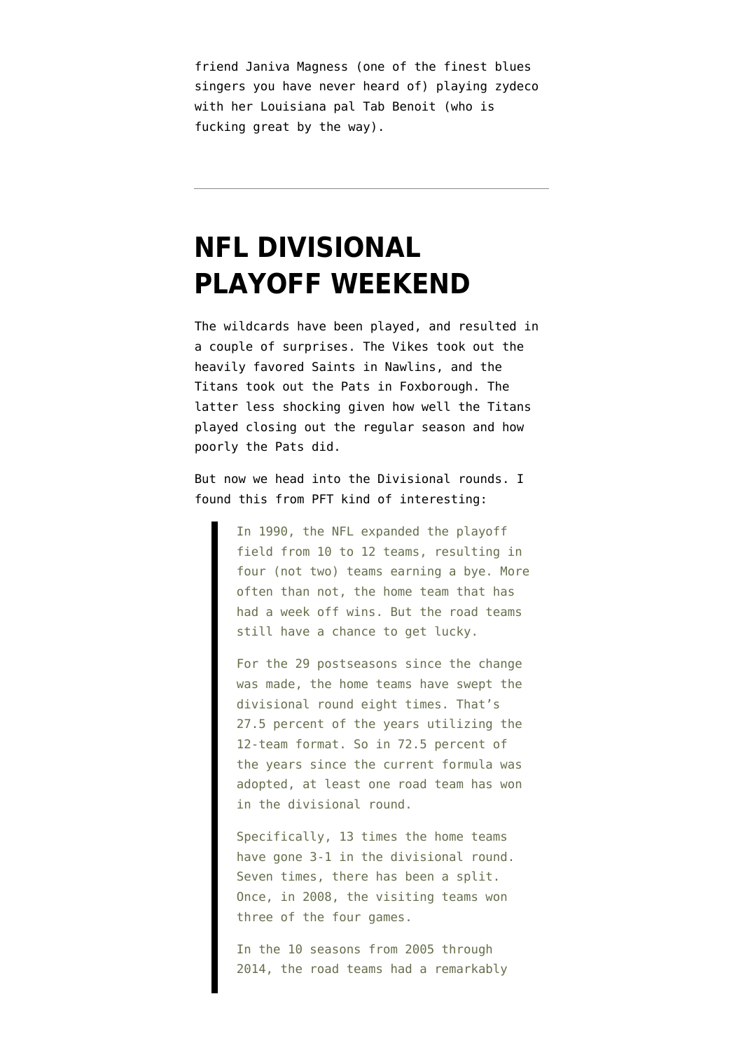friend Janiva Magness (one of the finest blues singers you have never heard of) playing zydeco with her Louisiana pal Tab Benoit (who is fucking great by the way).

---

# NFL DIVISIONAL PLAYOFF WEEKEND

The wildcards have been played, and resulted in a couple of surprises. The Vikes took out the heavily favored Saints in Nawlins, and the Titans took out the Pats in Foxborough. The latter less shocking given how well the Titans played closing out the regular season and how poorly the Pats did.

But now we head into the Divisional rounds. I found this from PFT kind of interesting:

> In 1990, the NFL expanded the playoff field from 10 to 12 teams, resulting in four (not two) teams earning a bye. More often than not, the home team that has had a week off wins. But the road teams still have a chance to get lucky.
>
> For the 29 postseasons since the change was made, the home teams have swept the divisional round eight times. That's 27.5 percent of the years utilizing the 12-team format. So in 72.5 percent of the years since the current formula was adopted, at least one road team has won in the divisional round.
>
> Specifically, 13 times the home teams have gone 3-1 in the divisional round. Seven times, there has been a split. Once, in 2008, the visiting teams won three of the four games.
>
> In the 10 seasons from 2005 through 2014, the road teams had a remarkably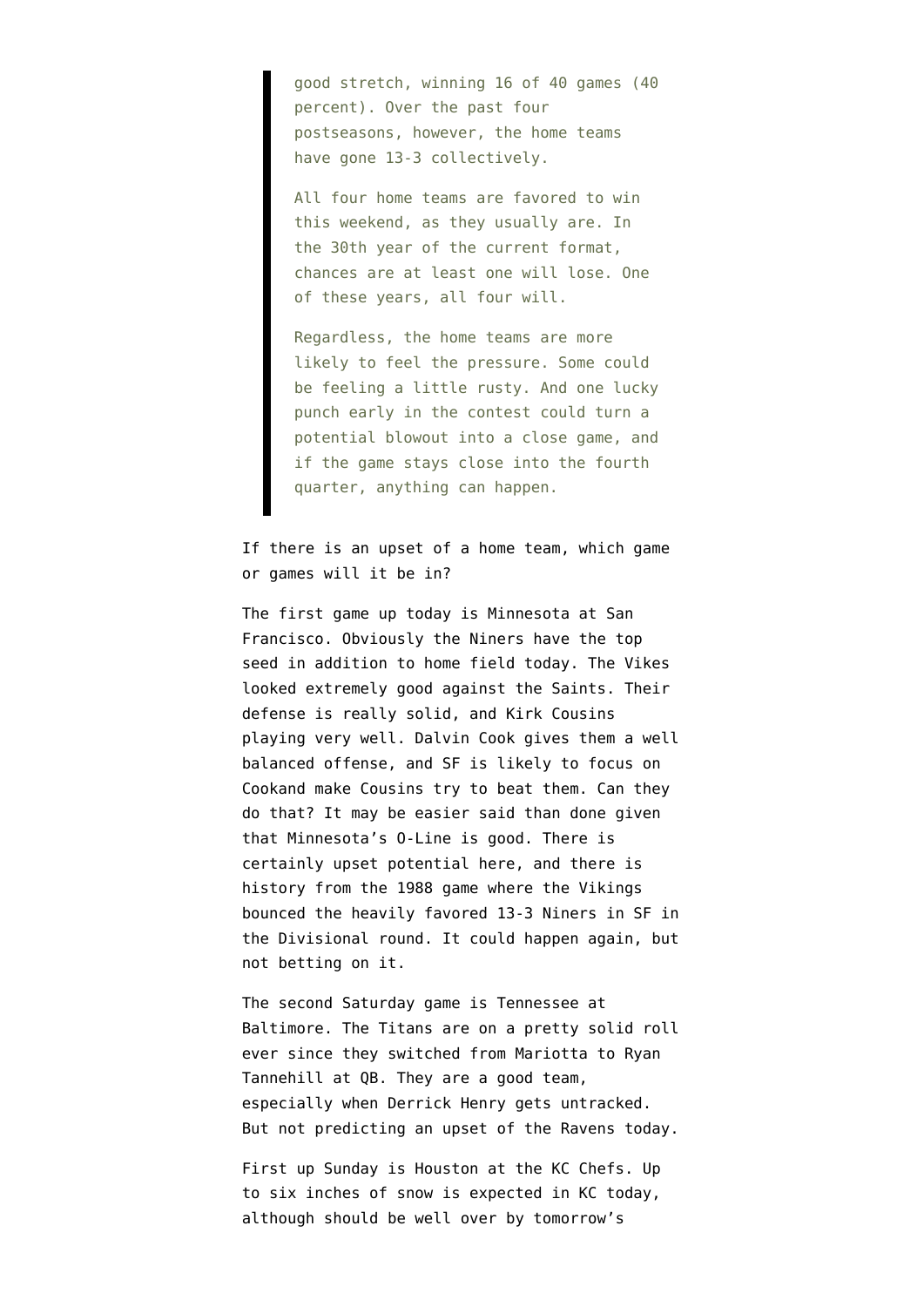> good stretch, winning 16 of 40 games (40 percent). Over the past four postseasons, however, the home teams have gone 13-3 collectively.
>
> All four home teams are favored to win this weekend, as they usually are. In the 30th year of the current format, chances are at least one will lose. One of these years, all four will.
>
> Regardless, the home teams are more likely to feel the pressure. Some could be feeling a little rusty. And one lucky punch early in the contest could turn a potential blowout into a close game, and if the game stays close into the fourth quarter, anything can happen.

If there is an upset of a home team, which game or games will it be in?

The first game up today is Minnesota at San Francisco. Obviously the Niners have the top seed in addition to home field today. The Vikes looked extremely good against the Saints. Their defense is really solid, and Kirk Cousins playing very well. Dalvin Cook gives them a well balanced offense, and SF is likely to focus on Cookand make Cousins try to beat them. Can they do that? It may be easier said than done given that Minnesota's O-Line is good. There is certainly upset potential here, and there is history from the 1988 game where the Vikings bounced the heavily favored 13-3 Niners in SF in the Divisional round. It could happen again, but not betting on it.

The second Saturday game is Tennessee at Baltimore. The Titans are on a pretty solid roll ever since they switched from Mariotta to Ryan Tannehill at QB. They are a good team, especially when Derrick Henry gets untracked. But not predicting an upset of the Ravens today.

First up Sunday is Houston at the KC Chefs. Up to six inches of snow is expected in KC today, although should be well over by tomorrow's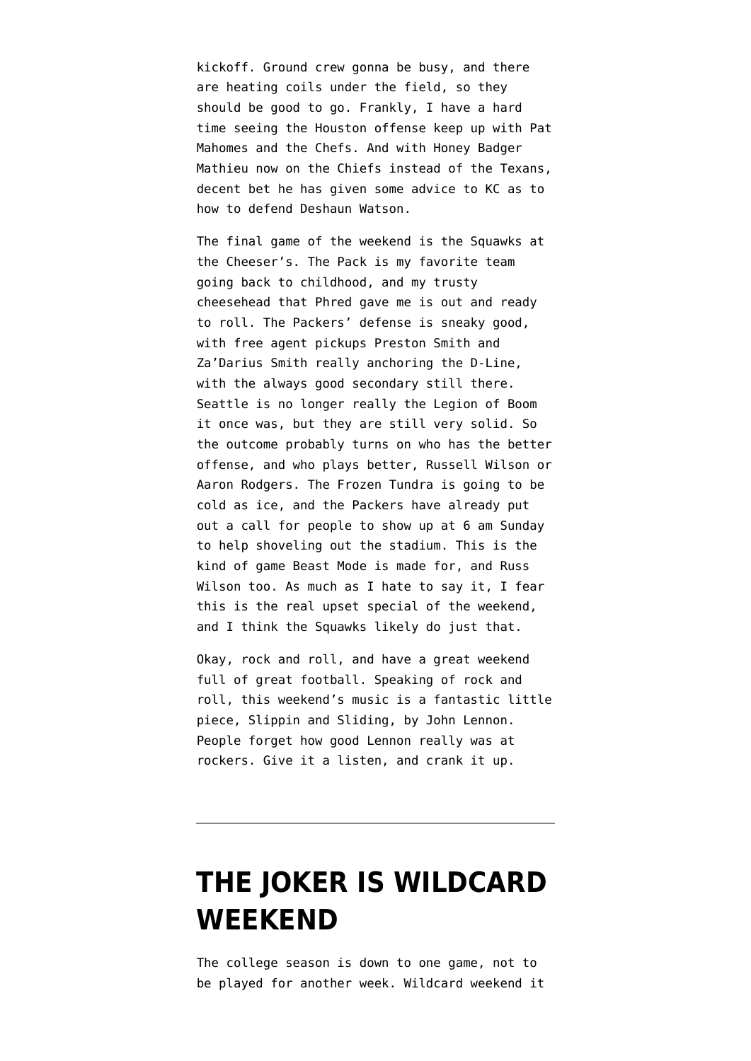kickoff. Ground crew gonna be busy, and there are heating coils under the field, so they should be good to go. Frankly, I have a hard time seeing the Houston offense keep up with Pat Mahomes and the Chefs. And with Honey Badger Mathieu now on the Chiefs instead of the Texans, decent bet he has given some advice to KC as to how to defend Deshaun Watson.

The final game of the weekend is the Squawks at the Cheeser's. The Pack is my favorite team going back to childhood, and my trusty cheesehead that Phred gave me is out and ready to roll. The Packers' defense is sneaky good, with free agent pickups Preston Smith and Za'Darius Smith really anchoring the D-Line, with the always good secondary still there. Seattle is no longer really the Legion of Boom it once was, but they are still very solid. So the outcome probably turns on who has the better offense, and who plays better, Russell Wilson or Aaron Rodgers. The Frozen Tundra is going to be cold as ice, and the Packers have already put out a call for people to show up at 6 am Sunday to help shoveling out the stadium. This is the kind of game Beast Mode is made for, and Russ Wilson too. As much as I hate to say it, I fear this is the real upset special of the weekend, and I think the Squawks likely do just that.

Okay, rock and roll, and have a great weekend full of great football. Speaking of rock and roll, this weekend's music is a fantastic little piece, Slippin and Sliding, by John Lennon. People forget how good Lennon really was at rockers. Give it a listen, and crank it up.

---

# THE JOKER IS WILDCARD WEEKEND

The college season is down to one game, not to be played for another week. Wildcard weekend it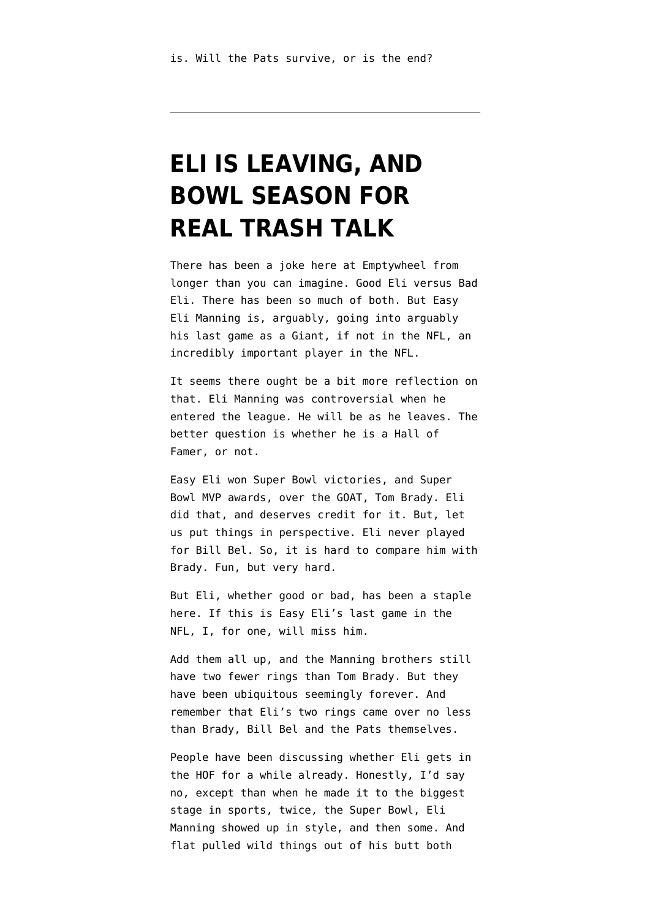is. Will the Pats survive, or is the end?

---

# ELI IS LEAVING, AND BOWL SEASON FOR REAL TRASH TALK

There has been a joke here at Emptywheel from longer than you can imagine. Good Eli versus Bad Eli. There has been so much of both. But Easy Eli Manning is, arguably, going into arguably his last game as a Giant, if not in the NFL, an incredibly important player in the NFL.

It seems there ought be a bit more reflection on that. Eli Manning was controversial when he entered the league. He will be as he leaves. The better question is whether he is a Hall of Famer, or not.

Easy Eli won Super Bowl victories, and Super Bowl MVP awards, over the GOAT, Tom Brady. Eli did that, and deserves credit for it. But, let us put things in perspective. Eli never played for Bill Bel. So, it is hard to compare him with Brady. Fun, but very hard.

But Eli, whether good or bad, has been a staple here. If this is Easy Eli's last game in the NFL, I, for one, will miss him.

Add them all up, and the Manning brothers still have two fewer rings than Tom Brady. But they have been ubiquitous seemingly forever. And remember that Eli's two rings came over no less than Brady, Bill Bel and the Pats themselves.

People have been discussing whether Eli gets in the HOF for a while already. Honestly, I'd say no, except than when he made it to the biggest stage in sports, twice, the Super Bowl, Eli Manning showed up in style, and then some. And flat pulled wild things out of his butt both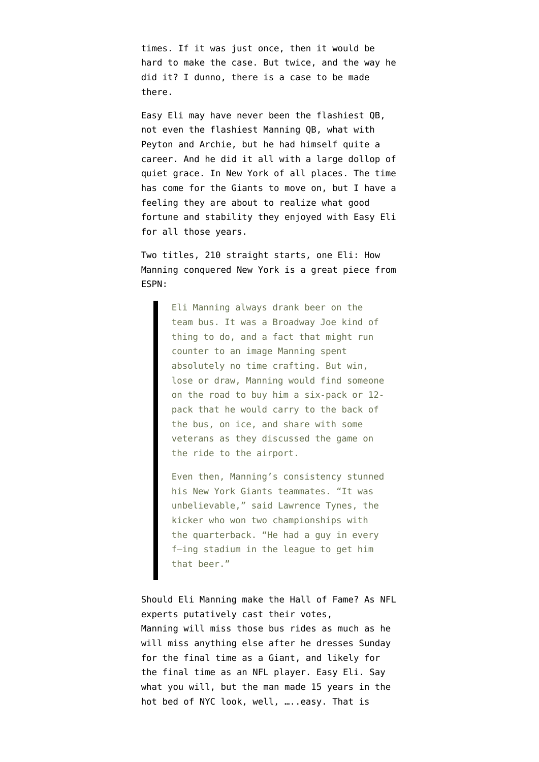times. If it was just once, then it would be hard to make the case. But twice, and the way he did it? I dunno, there is a case to be made there.

Easy Eli may have never been the flashiest QB, not even the flashiest Manning QB, what with Peyton and Archie, but he had himself quite a career. And he did it all with a large dollop of quiet grace. In New York of all places. The time has come for the Giants to move on, but I have a feeling they are about to realize what good fortune and stability they enjoyed with Easy Eli for all those years.

Two titles, 210 straight starts, one Eli: How Manning conquered New York is a great piece from ESPN:

> Eli Manning always drank beer on the team bus. It was a Broadway Joe kind of thing to do, and a fact that might run counter to an image Manning spent absolutely no time crafting. But win, lose or draw, Manning would find someone on the road to buy him a six-pack or 12-pack that he would carry to the back of the bus, on ice, and share with some veterans as they discussed the game on the ride to the airport.
>
> Even then, Manning's consistency stunned his New York Giants teammates. "It was unbelievable," said Lawrence Tynes, the kicker who won two championships with the quarterback. "He had a guy in every f–ing stadium in the league to get him that beer."

Should Eli Manning make the Hall of Fame? As NFL experts putatively cast their votes, Manning will miss those bus rides as much as he will miss anything else after he dresses Sunday for the final time as a Giant, and likely for the final time as an NFL player. Easy Eli. Say what you will, but the man made 15 years in the hot bed of NYC look, well, …..easy. That is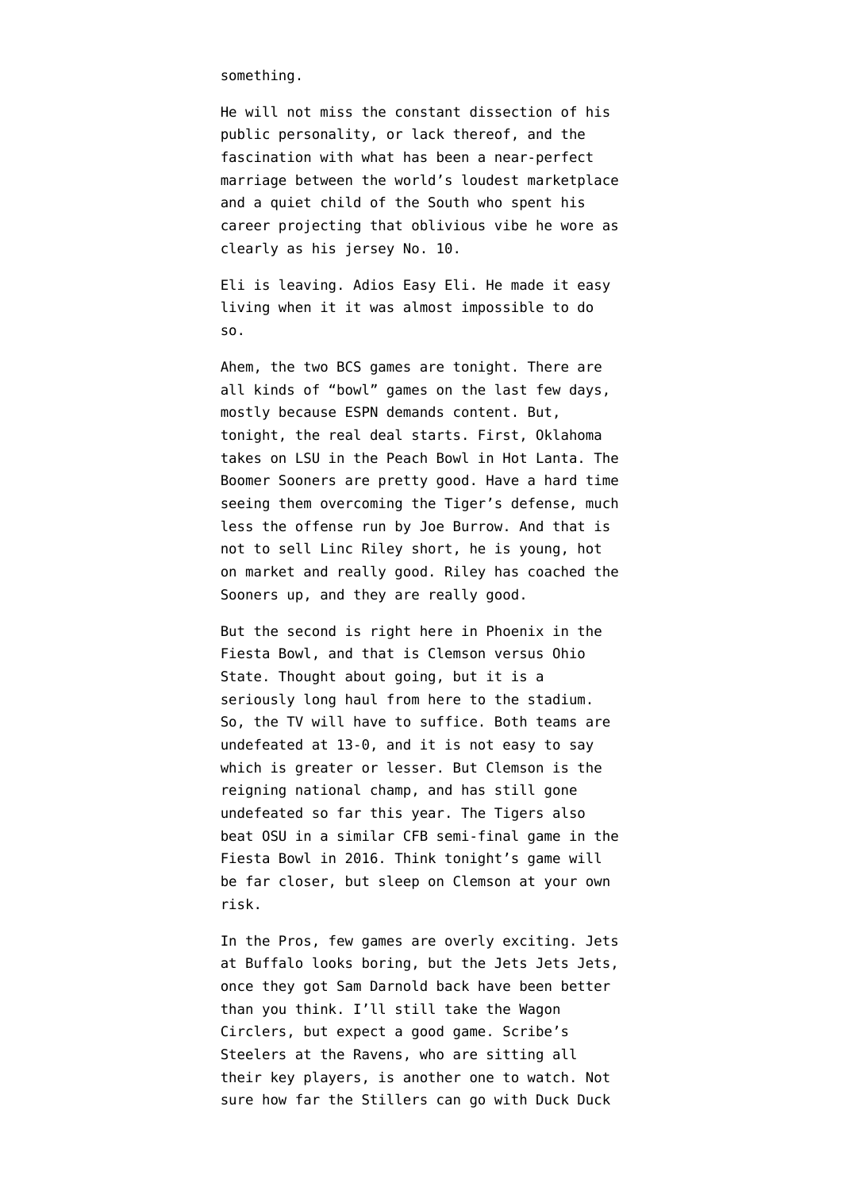something.

He will not miss the constant dissection of his public personality, or lack thereof, and the fascination with what has been a near-perfect marriage between the world's loudest marketplace and a quiet child of the South who spent his career projecting that oblivious vibe he wore as clearly as his jersey No. 10.

Eli is leaving. Adios Easy Eli. He made it easy living when it it was almost impossible to do so.

Ahem, the two BCS games are tonight. There are all kinds of "bowl" games on the last few days, mostly because ESPN demands content. But, tonight, the real deal starts. First, Oklahoma takes on LSU in the Peach Bowl in Hot Lanta. The Boomer Sooners are pretty good. Have a hard time seeing them overcoming the Tiger's defense, much less the offense run by Joe Burrow. And that is not to sell Linc Riley short, he is young, hot on market and really good. Riley has coached the Sooners up, and they are really good.

But the second is right here in Phoenix in the Fiesta Bowl, and that is Clemson versus Ohio State. Thought about going, but it is a seriously long haul from here to the stadium. So, the TV will have to suffice. Both teams are undefeated at 13-0, and it is not easy to say which is greater or lesser. But Clemson is the reigning national champ, and has still gone undefeated so far this year. The Tigers also beat OSU in a similar CFB semi-final game in the Fiesta Bowl in 2016. Think tonight's game will be far closer, but sleep on Clemson at your own risk.

In the Pros, few games are overly exciting. Jets at Buffalo looks boring, but the Jets Jets Jets, once they got Sam Darnold back have been better than you think. I'll still take the Wagon Circlers, but expect a good game. Scribe's Steelers at the Ravens, who are sitting all their key players, is another one to watch. Not sure how far the Stillers can go with Duck Duck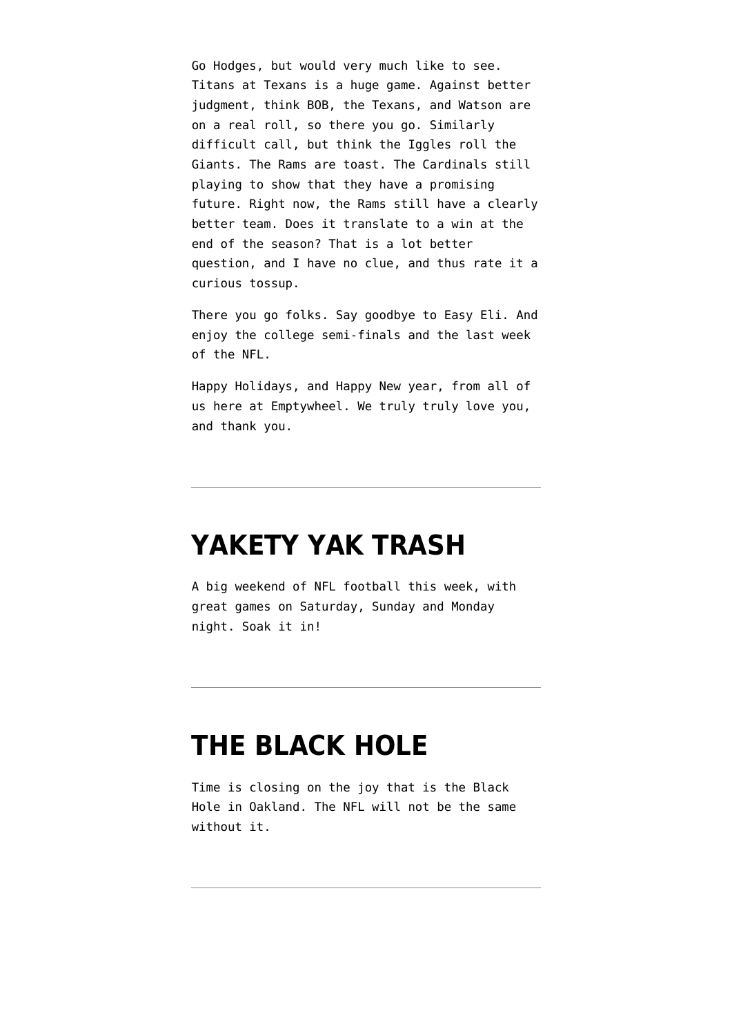Go Hodges, but would very much like to see. Titans at Texans is a huge game. Against better judgment, think BOB, the Texans, and Watson are on a real roll, so there you go. Similarly difficult call, but think the Iggles roll the Giants. The Rams are toast. The Cardinals still playing to show that they have a promising future. Right now, the Rams still have a clearly better team. Does it translate to a win at the end of the season? That is a lot better question, and I have no clue, and thus rate it a curious tossup.

There you go folks. Say goodbye to Easy Eli. And enjoy the college semi-finals and the last week of the NFL.

Happy Holidays, and Happy New year, from all of us here at Emptywheel. We truly truly love you, and thank you.

---

## YAKETY YAK TRASH

A big weekend of NFL football this week, with great games on Saturday, Sunday and Monday night. Soak it in!

---

## THE BLACK HOLE

Time is closing on the joy that is the Black Hole in Oakland. The NFL will not be the same without it.

---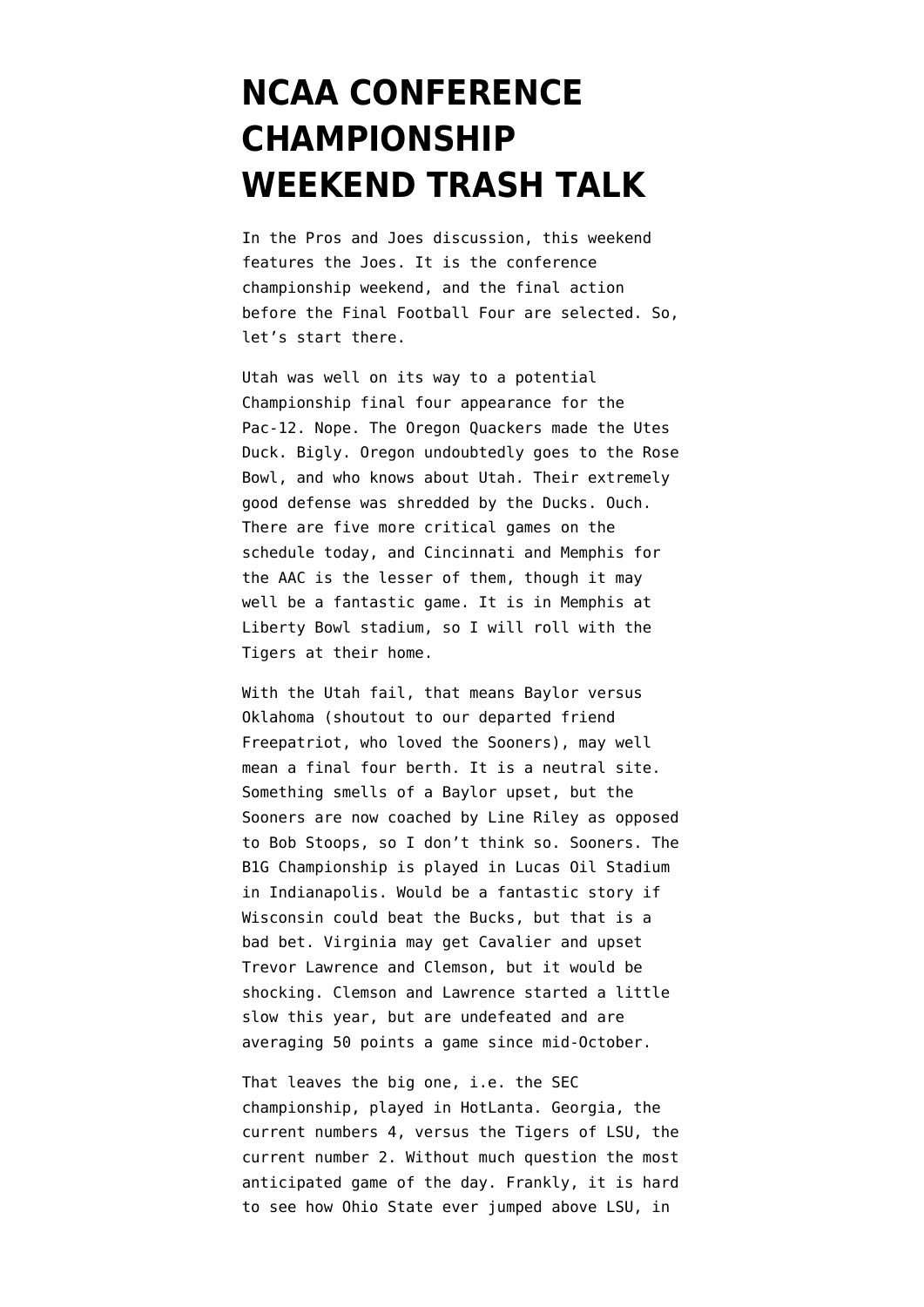# NCAA CONFERENCE CHAMPIONSHIP WEEKEND TRASH TALK

In the Pros and Joes discussion, this weekend features the Joes. It is the conference championship weekend, and the final action before the Final Football Four are selected. So, let's start there.

Utah was well on its way to a potential Championship final four appearance for the Pac-12. Nope. The Oregon Quackers made the Utes Duck. Bigly. Oregon undoubtedly goes to the Rose Bowl, and who knows about Utah. Their extremely good defense was shredded by the Ducks. Ouch. There are five more critical games on the schedule today, and Cincinnati and Memphis for the AAC is the lesser of them, though it may well be a fantastic game. It is in Memphis at Liberty Bowl stadium, so I will roll with the Tigers at their home.

With the Utah fail, that means Baylor versus Oklahoma (shoutout to our departed friend Freepatriot, who loved the Sooners), may well mean a final four berth. It is a neutral site. Something smells of a Baylor upset, but the Sooners are now coached by Line Riley as opposed to Bob Stoops, so I don't think so. Sooners. The B1G Championship is played in Lucas Oil Stadium in Indianapolis. Would be a fantastic story if Wisconsin could beat the Bucks, but that is a bad bet. Virginia may get Cavalier and upset Trevor Lawrence and Clemson, but it would be shocking. Clemson and Lawrence started a little slow this year, but are undefeated and are averaging 50 points a game since mid-October.

That leaves the big one, i.e. the SEC championship, played in HotLanta. Georgia, the current numbers 4, versus the Tigers of LSU, the current number 2. Without much question the most anticipated game of the day. Frankly, it is hard to see how Ohio State ever jumped above LSU, in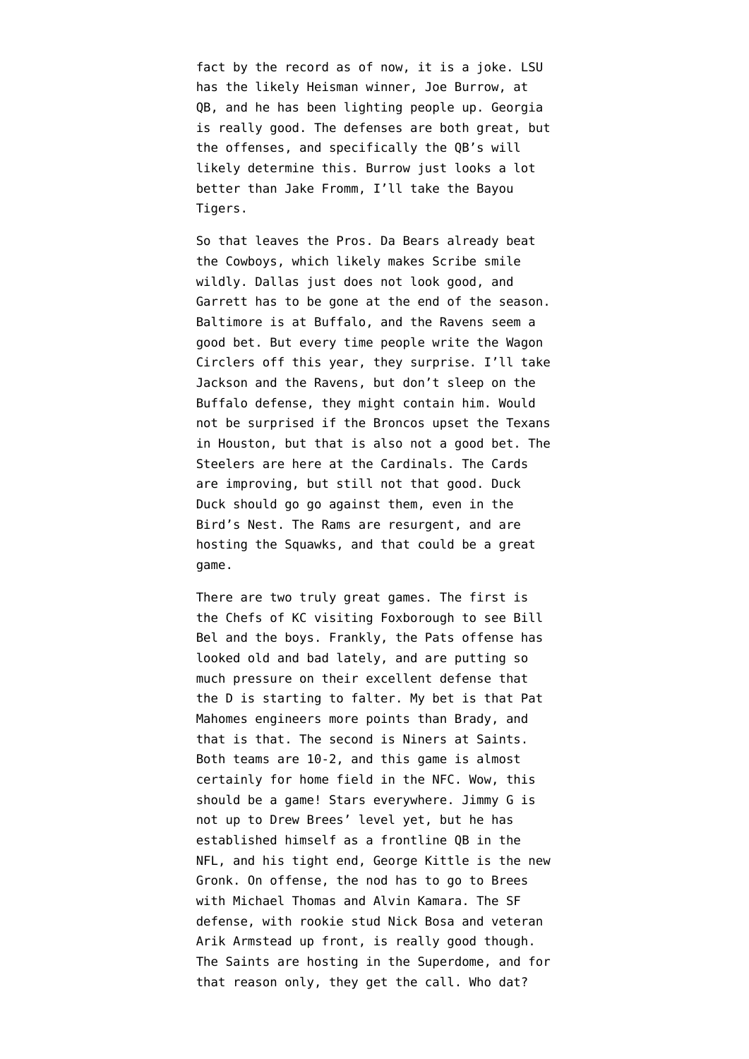fact by the record as of now, it is a joke. LSU has the likely Heisman winner, Joe Burrow, at QB, and he has been lighting people up. Georgia is really good. The defenses are both great, but the offenses, and specifically the QB's will likely determine this. Burrow just looks a lot better than Jake Fromm, I'll take the Bayou Tigers.

So that leaves the Pros. Da Bears already beat the Cowboys, which likely makes Scribe smile wildly. Dallas just does not look good, and Garrett has to be gone at the end of the season. Baltimore is at Buffalo, and the Ravens seem a good bet. But every time people write the Wagon Circlers off this year, they surprise. I'll take Jackson and the Ravens, but don't sleep on the Buffalo defense, they might contain him. Would not be surprised if the Broncos upset the Texans in Houston, but that is also not a good bet. The Steelers are here at the Cardinals. The Cards are improving, but still not that good. Duck Duck should go go against them, even in the Bird's Nest. The Rams are resurgent, and are hosting the Squawks, and that could be a great game.

There are two truly great games. The first is the Chefs of KC visiting Foxborough to see Bill Bel and the boys. Frankly, the Pats offense has looked old and bad lately, and are putting so much pressure on their excellent defense that the D is starting to falter. My bet is that Pat Mahomes engineers more points than Brady, and that is that. The second is Niners at Saints. Both teams are 10-2, and this game is almost certainly for home field in the NFC. Wow, this should be a game! Stars everywhere. Jimmy G is not up to Drew Brees' level yet, but he has established himself as a frontline QB in the NFL, and his tight end, George Kittle is the new Gronk. On offense, the nod has to go to Brees with Michael Thomas and Alvin Kamara. The SF defense, with rookie stud Nick Bosa and veteran Arik Armstead up front, is really good though. The Saints are hosting in the Superdome, and for that reason only, they get the call. Who dat?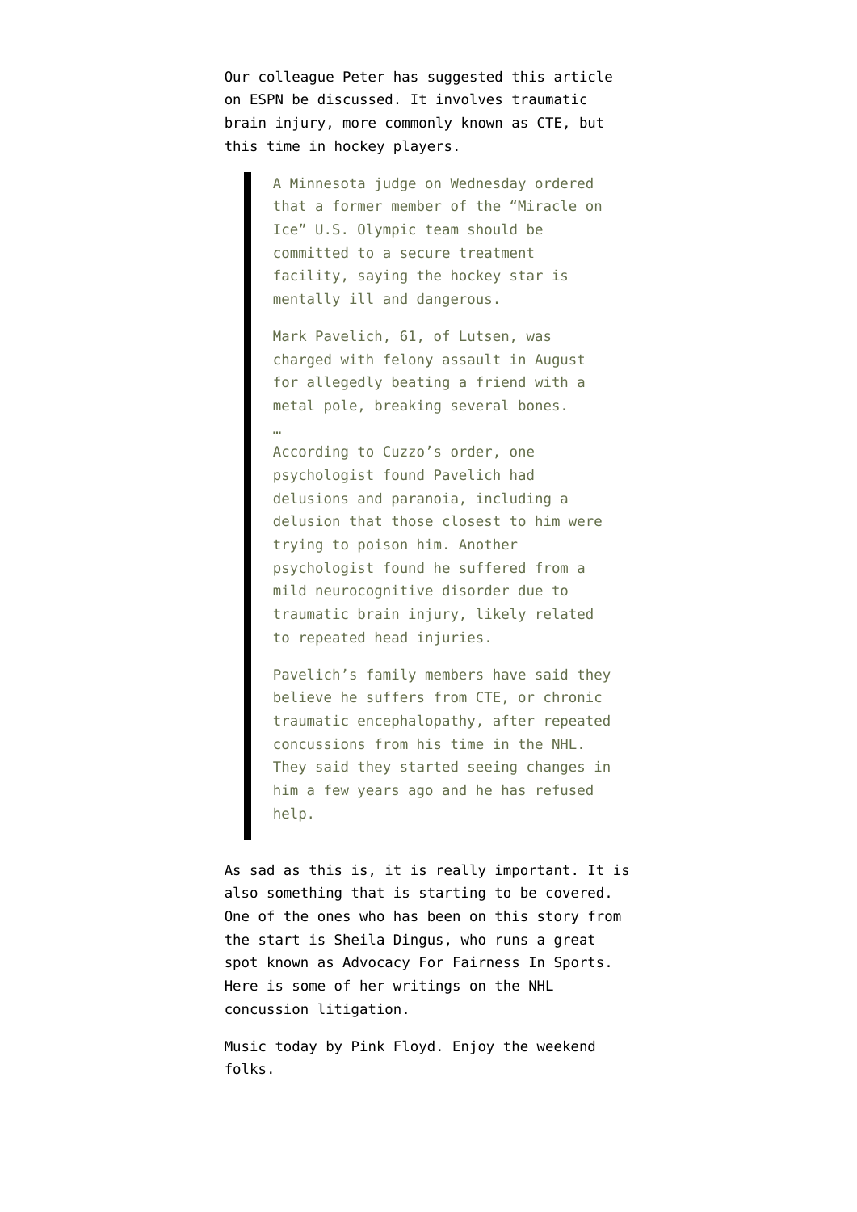Our colleague Peter has suggested this article on ESPN be discussed. It involves traumatic brain injury, more commonly known as CTE, but this time in hockey players.

> A Minnesota judge on Wednesday ordered that a former member of the "Miracle on Ice" U.S. Olympic team should be committed to a secure treatment facility, saying the hockey star is mentally ill and dangerous.
>
> Mark Pavelich, 61, of Lutsen, was charged with felony assault in August for allegedly beating a friend with a metal pole, breaking several bones.
> …
> According to Cuzzo's order, one psychologist found Pavelich had delusions and paranoia, including a delusion that those closest to him were trying to poison him. Another psychologist found he suffered from a mild neurocognitive disorder due to traumatic brain injury, likely related to repeated head injuries.
>
> Pavelich's family members have said they believe he suffers from CTE, or chronic traumatic encephalopathy, after repeated concussions from his time in the NHL. They said they started seeing changes in him a few years ago and he has refused help.

As sad as this is, it is really important. It is also something that is starting to be covered. One of the ones who has been on this story from the start is Sheila Dingus, who runs a great spot known as Advocacy For Fairness In Sports. Here is some of her writings on the NHL concussion litigation.

Music today by Pink Floyd. Enjoy the weekend folks.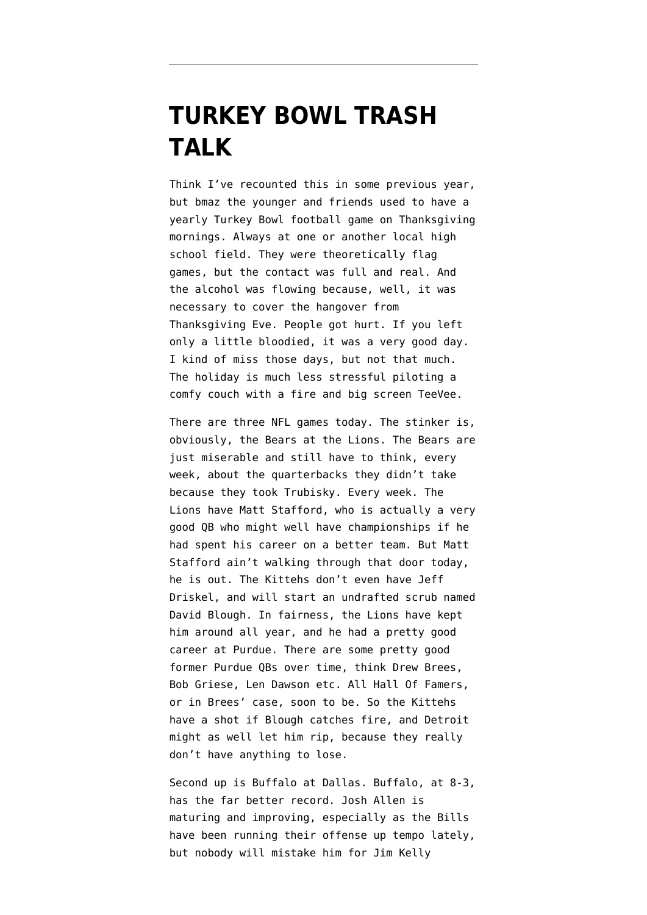# TURKEY BOWL TRASH TALK

Think I've recounted this in some previous year, but bmaz the younger and friends used to have a yearly Turkey Bowl football game on Thanksgiving mornings. Always at one or another local high school field. They were theoretically flag games, but the contact was full and real. And the alcohol was flowing because, well, it was necessary to cover the hangover from Thanksgiving Eve. People got hurt. If you left only a little bloodied, it was a very good day. I kind of miss those days, but not that much. The holiday is much less stressful piloting a comfy couch with a fire and big screen TeeVee.

There are three NFL games today. The stinker is, obviously, the Bears at the Lions. The Bears are just miserable and still have to think, every week, about the quarterbacks they didn't take because they took Trubisky. Every week. The Lions have Matt Stafford, who is actually a very good QB who might well have championships if he had spent his career on a better team. But Matt Stafford ain't walking through that door today, he is out. The Kittehs don't even have Jeff Driskel, and will start an undrafted scrub named David Blough. In fairness, the Lions have kept him around all year, and he had a pretty good career at Purdue. There are some pretty good former Purdue QBs over time, think Drew Brees, Bob Griese, Len Dawson etc. All Hall Of Famers, or in Brees' case, soon to be. So the Kittehs have a shot if Blough catches fire, and Detroit might as well let him rip, because they really don't have anything to lose.

Second up is Buffalo at Dallas. Buffalo, at 8-3, has the far better record. Josh Allen is maturing and improving, especially as the Bills have been running their offense up tempo lately, but nobody will mistake him for Jim Kelly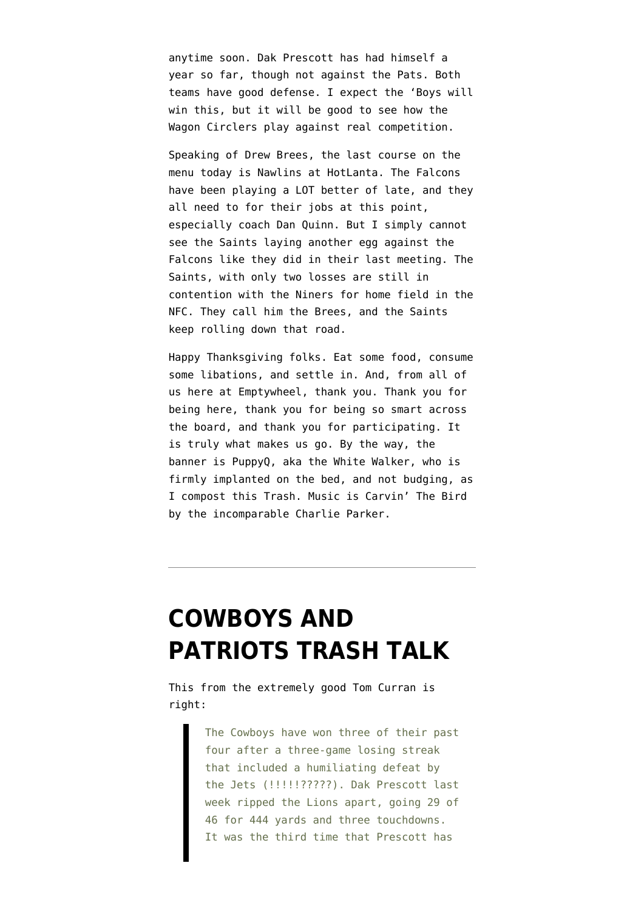anytime soon. Dak Prescott has had himself a year so far, though not against the Pats. Both teams have good defense. I expect the 'Boys will win this, but it will be good to see how the Wagon Circlers play against real competition.

Speaking of Drew Brees, the last course on the menu today is Nawlins at HotLanta. The Falcons have been playing a LOT better of late, and they all need to for their jobs at this point, especially coach Dan Quinn. But I simply cannot see the Saints laying another egg against the Falcons like they did in their last meeting. The Saints, with only two losses are still in contention with the Niners for home field in the NFC. They call him the Brees, and the Saints keep rolling down that road.

Happy Thanksgiving folks. Eat some food, consume some libations, and settle in. And, from all of us here at Emptywheel, thank you. Thank you for being here, thank you for being so smart across the board, and thank you for participating. It is truly what makes us go. By the way, the banner is PuppyQ, aka the White Walker, who is firmly implanted on the bed, and not budging, as I compost this Trash. Music is Carvin' The Bird by the incomparable Charlie Parker.

---

# COWBOYS AND PATRIOTS TRASH TALK

This from the extremely good Tom Curran is right:

> The Cowboys have won three of their past four after a three-game losing streak that included a humiliating defeat by the Jets (!!!!!?????). Dak Prescott last week ripped the Lions apart, going 29 of 46 for 444 yards and three touchdowns. It was the third time that Prescott has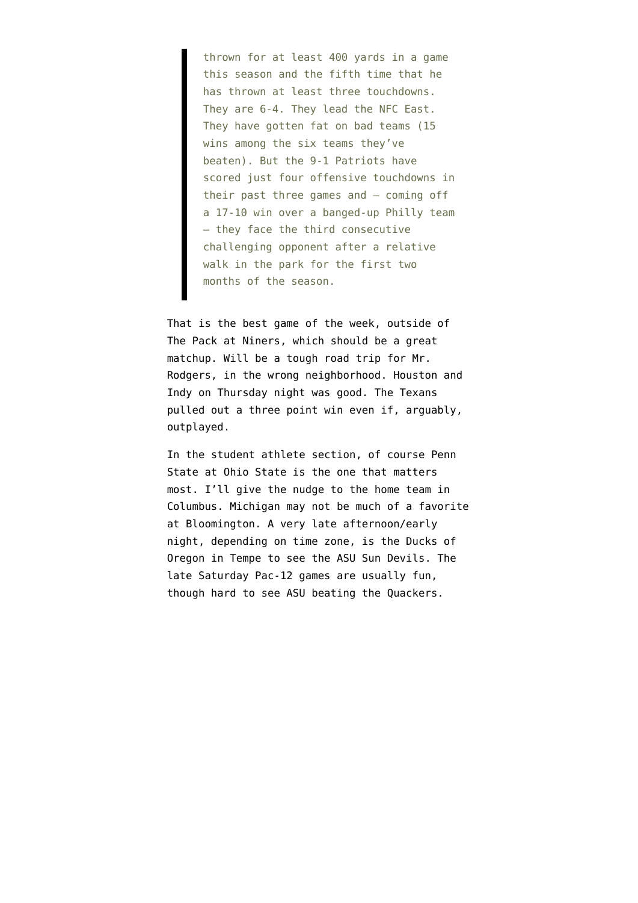> thrown for at least 400 yards in a game this season and the fifth time that he has thrown at least three touchdowns. They are 6-4. They lead the NFC East. They have gotten fat on bad teams (15 wins among the six teams they've beaten). But the 9-1 Patriots have scored just four offensive touchdowns in their past three games and — coming off a 17-10 win over a banged-up Philly team — they face the third consecutive challenging opponent after a relative walk in the park for the first two months of the season.

That is the best game of the week, outside of The Pack at Niners, which should be a great matchup. Will be a tough road trip for Mr. Rodgers, in the wrong neighborhood. Houston and Indy on Thursday night was good. The Texans pulled out a three point win even if, arguably, outplayed.

In the student athlete section, of course Penn State at Ohio State is the one that matters most. I'll give the nudge to the home team in Columbus. Michigan may not be much of a favorite at Bloomington. A very late afternoon/early night, depending on time zone, is the Ducks of Oregon in Tempe to see the ASU Sun Devils. The late Saturday Pac-12 games are usually fun, though hard to see ASU beating the Quackers.